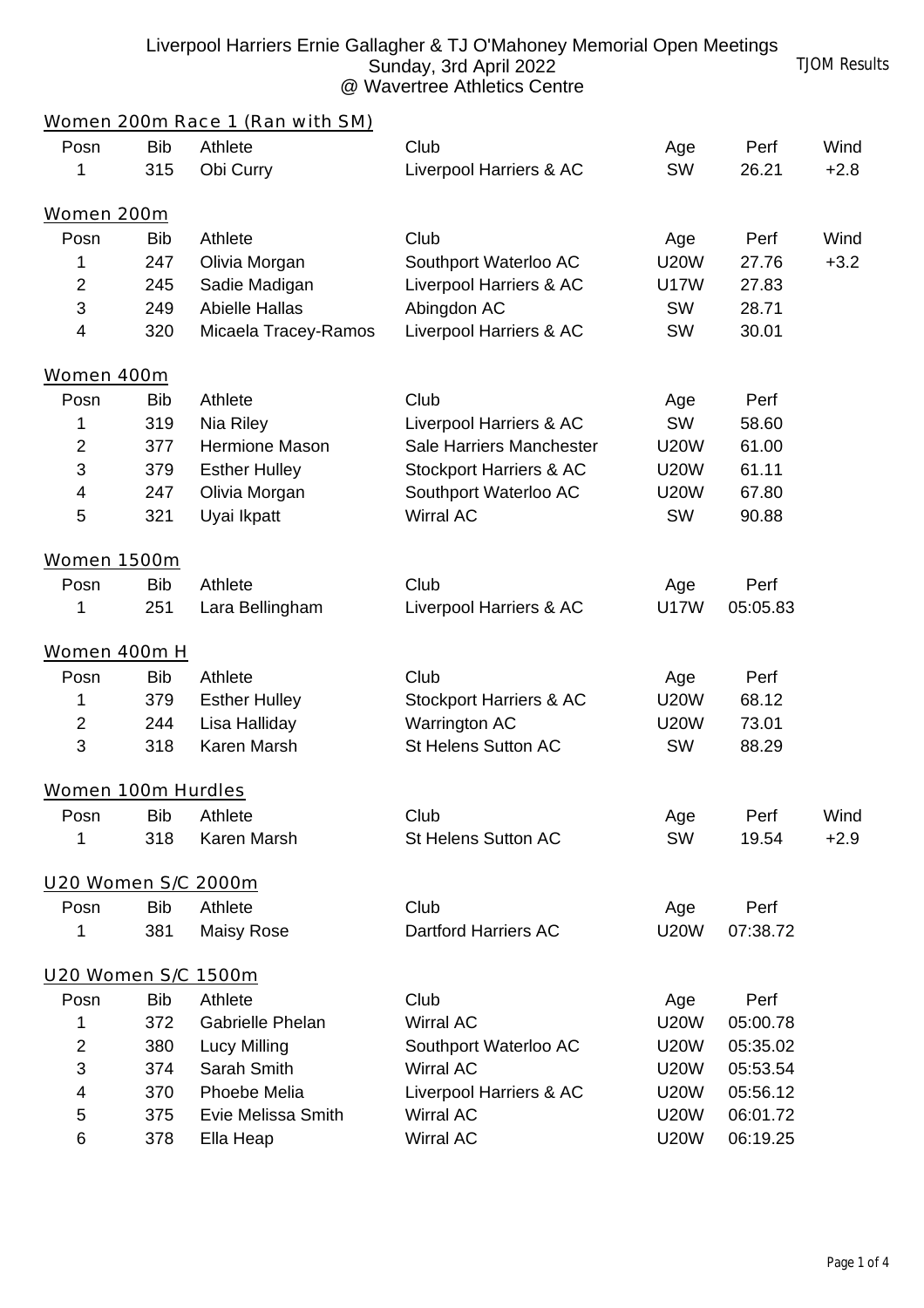# Liverpool Harriers Ernie Gallagher & TJ O'Mahoney Memorial Open Meetings

Sunday, 3rd April 2022

@ Wavertree Athletics Centre

TJOM Results

## Women 200m Race 1 (Ran with SM)

| Posn | Bib | Athlete | Club | Age | Perf | Wind |
|---|---|---|---|---|---|---|
| 1 | 315 | Obi Curry | Liverpool Harriers & AC | SW | 26.21 | +2.8 |

## Women 200m

| Posn | Bib | Athlete | Club | Age | Perf | Wind |
|---|---|---|---|---|---|---|
| 1 | 247 | Olivia Morgan | Southport Waterloo AC | U20W | 27.76 | +3.2 |
| 2 | 245 | Sadie Madigan | Liverpool Harriers & AC | U17W | 27.83 | |
| 3 | 249 | Abielle Hallas | Abingdon AC | SW | 28.71 | |
| 4 | 320 | Micaela Tracey-Ramos | Liverpool Harriers & AC | SW | 30.01 | |

## Women 400m

| Posn | Bib | Athlete | Club | Age | Perf |
|---|---|---|---|---|---|
| 1 | 319 | Nia Riley | Liverpool Harriers & AC | SW | 58.60 |
| 2 | 377 | Hermione Mason | Sale Harriers Manchester | U20W | 61.00 |
| 3 | 379 | Esther Hulley | Stockport Harriers & AC | U20W | 61.11 |
| 4 | 247 | Olivia Morgan | Southport Waterloo AC | U20W | 67.80 |
| 5 | 321 | Uyai Ikpatt | Wirral AC | SW | 90.88 |

## Women 1500m

| Posn | Bib | Athlete | Club | Age | Perf |
|---|---|---|---|---|---|
| 1 | 251 | Lara Bellingham | Liverpool Harriers & AC | U17W | 05:05.83 |

## Women 400m H

| Posn | Bib | Athlete | Club | Age | Perf |
|---|---|---|---|---|---|
| 1 | 379 | Esther Hulley | Stockport Harriers & AC | U20W | 68.12 |
| 2 | 244 | Lisa Halliday | Warrington AC | U20W | 73.01 |
| 3 | 318 | Karen Marsh | St Helens Sutton AC | SW | 88.29 |

## Women 100m Hurdles

| Posn | Bib | Athlete | Club | Age | Perf | Wind |
|---|---|---|---|---|---|---|
| 1 | 318 | Karen Marsh | St Helens Sutton AC | SW | 19.54 | +2.9 |

## U20 Women S/C 2000m

| Posn | Bib | Athlete | Club | Age | Perf |
|---|---|---|---|---|---|
| 1 | 381 | Maisy Rose | Dartford Harriers AC | U20W | 07:38.72 |

## U20 Women S/C 1500m

| Posn | Bib | Athlete | Club | Age | Perf |
|---|---|---|---|---|---|
| 1 | 372 | Gabrielle Phelan | Wirral AC | U20W | 05:00.78 |
| 2 | 380 | Lucy Milling | Southport Waterloo AC | U20W | 05:35.02 |
| 3 | 374 | Sarah Smith | Wirral AC | U20W | 05:53.54 |
| 4 | 370 | Phoebe Melia | Liverpool Harriers & AC | U20W | 05:56.12 |
| 5 | 375 | Evie Melissa Smith | Wirral AC | U20W | 06:01.72 |
| 6 | 378 | Ella Heap | Wirral AC | U20W | 06:19.25 |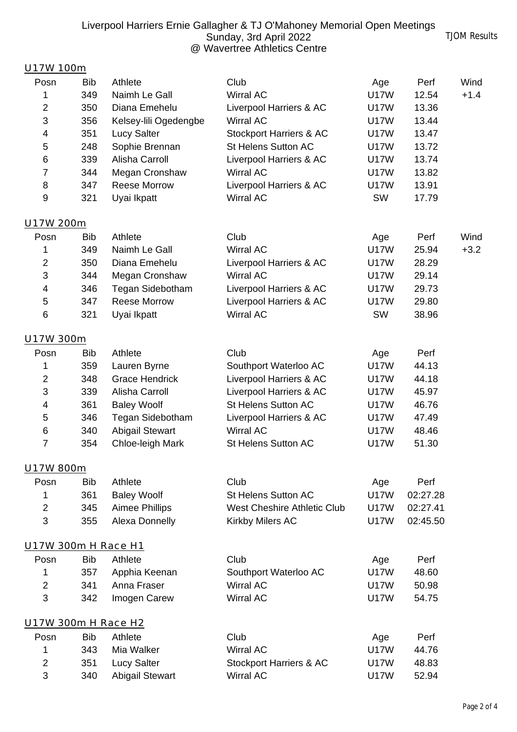Liverpool Harriers Ernie Gallagher & TJ O'Mahoney Memorial Open Meetings
Sunday, 3rd April 2022
@ Wavertree Athletics Centre

TJOM Results

## U17W 100m

| Posn | Bib | Athlete | Club | Age | Perf | Wind |
|---|---|---|---|---|---|---|
| 1 | 349 | Naimh Le Gall | Wirral AC | U17W | 12.54 | +1.4 |
| 2 | 350 | Diana Emehelu | Liverpool Harriers & AC | U17W | 13.36 | |
| 3 | 356 | Kelsey-lili Ogedengbe | Wirral AC | U17W | 13.44 | |
| 4 | 351 | Lucy Salter | Stockport Harriers & AC | U17W | 13.47 | |
| 5 | 248 | Sophie Brennan | St Helens Sutton AC | U17W | 13.72 | |
| 6 | 339 | Alisha Carroll | Liverpool Harriers & AC | U17W | 13.74 | |
| 7 | 344 | Megan Cronshaw | Wirral AC | U17W | 13.82 | |
| 8 | 347 | Reese Morrow | Liverpool Harriers & AC | U17W | 13.91 | |
| 9 | 321 | Uyai Ikpatt | Wirral AC | SW | 17.79 | |

## U17W 200m

| Posn | Bib | Athlete | Club | Age | Perf | Wind |
|---|---|---|---|---|---|---|
| 1 | 349 | Naimh Le Gall | Wirral AC | U17W | 25.94 | +3.2 |
| 2 | 350 | Diana Emehelu | Liverpool Harriers & AC | U17W | 28.29 | |
| 3 | 344 | Megan Cronshaw | Wirral AC | U17W | 29.14 | |
| 4 | 346 | Tegan Sidebotham | Liverpool Harriers & AC | U17W | 29.73 | |
| 5 | 347 | Reese Morrow | Liverpool Harriers & AC | U17W | 29.80 | |
| 6 | 321 | Uyai Ikpatt | Wirral AC | SW | 38.96 | |

## U17W 300m

| Posn | Bib | Athlete | Club | Age | Perf |
|---|---|---|---|---|---|
| 1 | 359 | Lauren Byrne | Southport Waterloo AC | U17W | 44.13 |
| 2 | 348 | Grace Hendrick | Liverpool Harriers & AC | U17W | 44.18 |
| 3 | 339 | Alisha Carroll | Liverpool Harriers & AC | U17W | 45.97 |
| 4 | 361 | Baley Woolf | St Helens Sutton AC | U17W | 46.76 |
| 5 | 346 | Tegan Sidebotham | Liverpool Harriers & AC | U17W | 47.49 |
| 6 | 340 | Abigail Stewart | Wirral AC | U17W | 48.46 |
| 7 | 354 | Chloe-leigh Mark | St Helens Sutton AC | U17W | 51.30 |

## U17W 800m

| Posn | Bib | Athlete | Club | Age | Perf |
|---|---|---|---|---|---|
| 1 | 361 | Baley Woolf | St Helens Sutton AC | U17W | 02:27.28 |
| 2 | 345 | Aimee Phillips | West Cheshire Athletic Club | U17W | 02:27.41 |
| 3 | 355 | Alexa Donnelly | Kirkby Milers AC | U17W | 02:45.50 |

## U17W 300m H Race H1

| Posn | Bib | Athlete | Club | Age | Perf |
|---|---|---|---|---|---|
| 1 | 357 | Apphia Keenan | Southport Waterloo AC | U17W | 48.60 |
| 2 | 341 | Anna Fraser | Wirral AC | U17W | 50.98 |
| 3 | 342 | Imogen Carew | Wirral AC | U17W | 54.75 |

## U17W 300m H Race H2

| Posn | Bib | Athlete | Club | Age | Perf |
|---|---|---|---|---|---|
| 1 | 343 | Mia Walker | Wirral AC | U17W | 44.76 |
| 2 | 351 | Lucy Salter | Stockport Harriers & AC | U17W | 48.83 |
| 3 | 340 | Abigail Stewart | Wirral AC | U17W | 52.94 |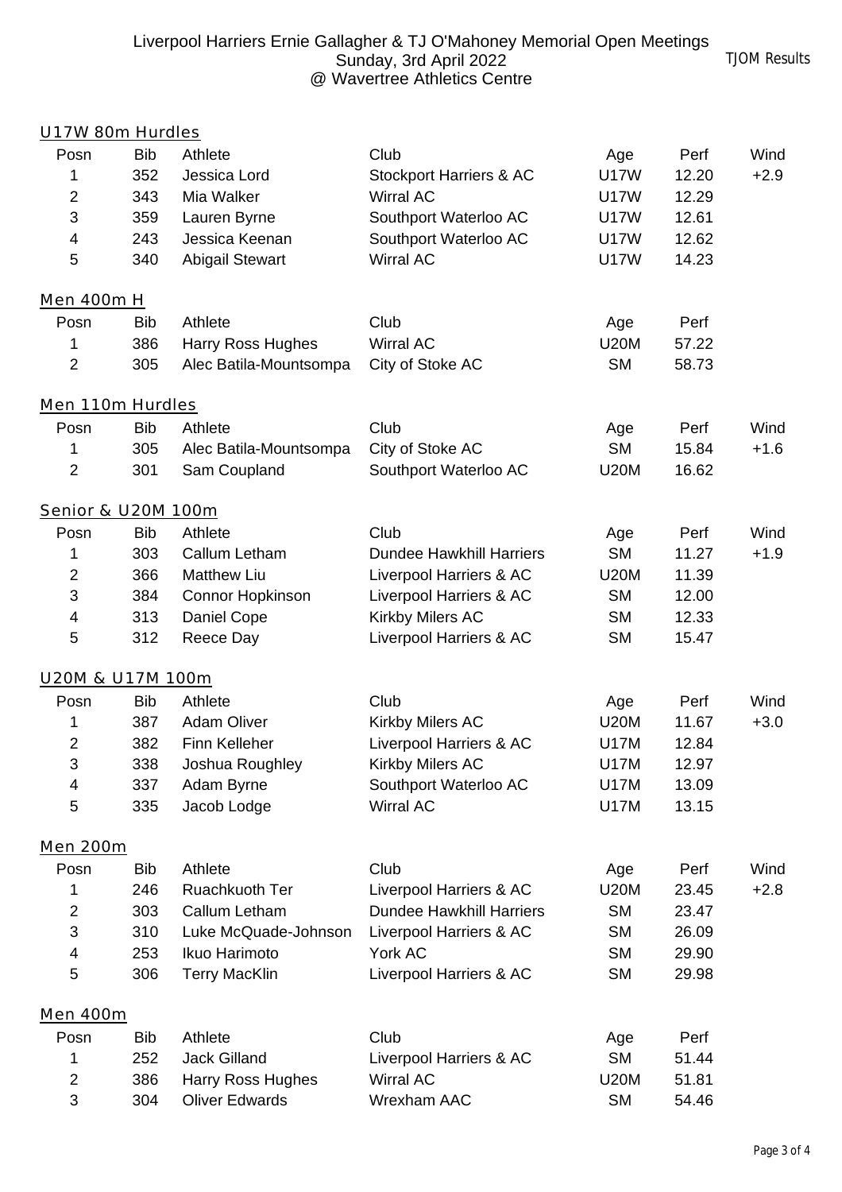Liverpool Harriers Ernie Gallagher & TJ O'Mahoney Memorial Open Meetings
Sunday, 3rd April 2022
@ Wavertree Athletics Centre

TJOM Results

## U17W 80m Hurdles

| Posn | Bib | Athlete | Club | Age | Perf | Wind |
|---|---|---|---|---|---|---|
| 1 | 352 | Jessica Lord | Stockport Harriers & AC | U17W | 12.20 | +2.9 |
| 2 | 343 | Mia Walker | Wirral AC | U17W | 12.29 | |
| 3 | 359 | Lauren Byrne | Southport Waterloo AC | U17W | 12.61 | |
| 4 | 243 | Jessica Keenan | Southport Waterloo AC | U17W | 12.62 | |
| 5 | 340 | Abigail Stewart | Wirral AC | U17W | 14.23 | |

## Men 400m H

| Posn | Bib | Athlete | Club | Age | Perf |
|---|---|---|---|---|---|
| 1 | 386 | Harry Ross Hughes | Wirral AC | U20M | 57.22 |
| 2 | 305 | Alec Batila-Mountsompa | City of Stoke AC | SM | 58.73 |

## Men 110m Hurdles

| Posn | Bib | Athlete | Club | Age | Perf | Wind |
|---|---|---|---|---|---|---|
| 1 | 305 | Alec Batila-Mountsompa | City of Stoke AC | SM | 15.84 | +1.6 |
| 2 | 301 | Sam Coupland | Southport Waterloo AC | U20M | 16.62 | |

## Senior & U20M 100m

| Posn | Bib | Athlete | Club | Age | Perf | Wind |
|---|---|---|---|---|---|---|
| 1 | 303 | Callum Letham | Dundee Hawkhill Harriers | SM | 11.27 | +1.9 |
| 2 | 366 | Matthew Liu | Liverpool Harriers & AC | U20M | 11.39 | |
| 3 | 384 | Connor Hopkinson | Liverpool Harriers & AC | SM | 12.00 | |
| 4 | 313 | Daniel Cope | Kirkby Milers AC | SM | 12.33 | |
| 5 | 312 | Reece Day | Liverpool Harriers & AC | SM | 15.47 | |

## U20M & U17M 100m

| Posn | Bib | Athlete | Club | Age | Perf | Wind |
|---|---|---|---|---|---|---|
| 1 | 387 | Adam Oliver | Kirkby Milers AC | U20M | 11.67 | +3.0 |
| 2 | 382 | Finn Kelleher | Liverpool Harriers & AC | U17M | 12.84 | |
| 3 | 338 | Joshua Roughley | Kirkby Milers AC | U17M | 12.97 | |
| 4 | 337 | Adam Byrne | Southport Waterloo AC | U17M | 13.09 | |
| 5 | 335 | Jacob Lodge | Wirral AC | U17M | 13.15 | |

## Men 200m

| Posn | Bib | Athlete | Club | Age | Perf | Wind |
|---|---|---|---|---|---|---|
| 1 | 246 | Ruachkuoth Ter | Liverpool Harriers & AC | U20M | 23.45 | +2.8 |
| 2 | 303 | Callum Letham | Dundee Hawkhill Harriers | SM | 23.47 | |
| 3 | 310 | Luke McQuade-Johnson | Liverpool Harriers & AC | SM | 26.09 | |
| 4 | 253 | Ikuo Harimoto | York AC | SM | 29.90 | |
| 5 | 306 | Terry MacKlin | Liverpool Harriers & AC | SM | 29.98 | |

## Men 400m

| Posn | Bib | Athlete | Club | Age | Perf |
|---|---|---|---|---|---|
| 1 | 252 | Jack Gilland | Liverpool Harriers & AC | SM | 51.44 |
| 2 | 386 | Harry Ross Hughes | Wirral AC | U20M | 51.81 |
| 3 | 304 | Oliver Edwards | Wrexham AAC | SM | 54.46 |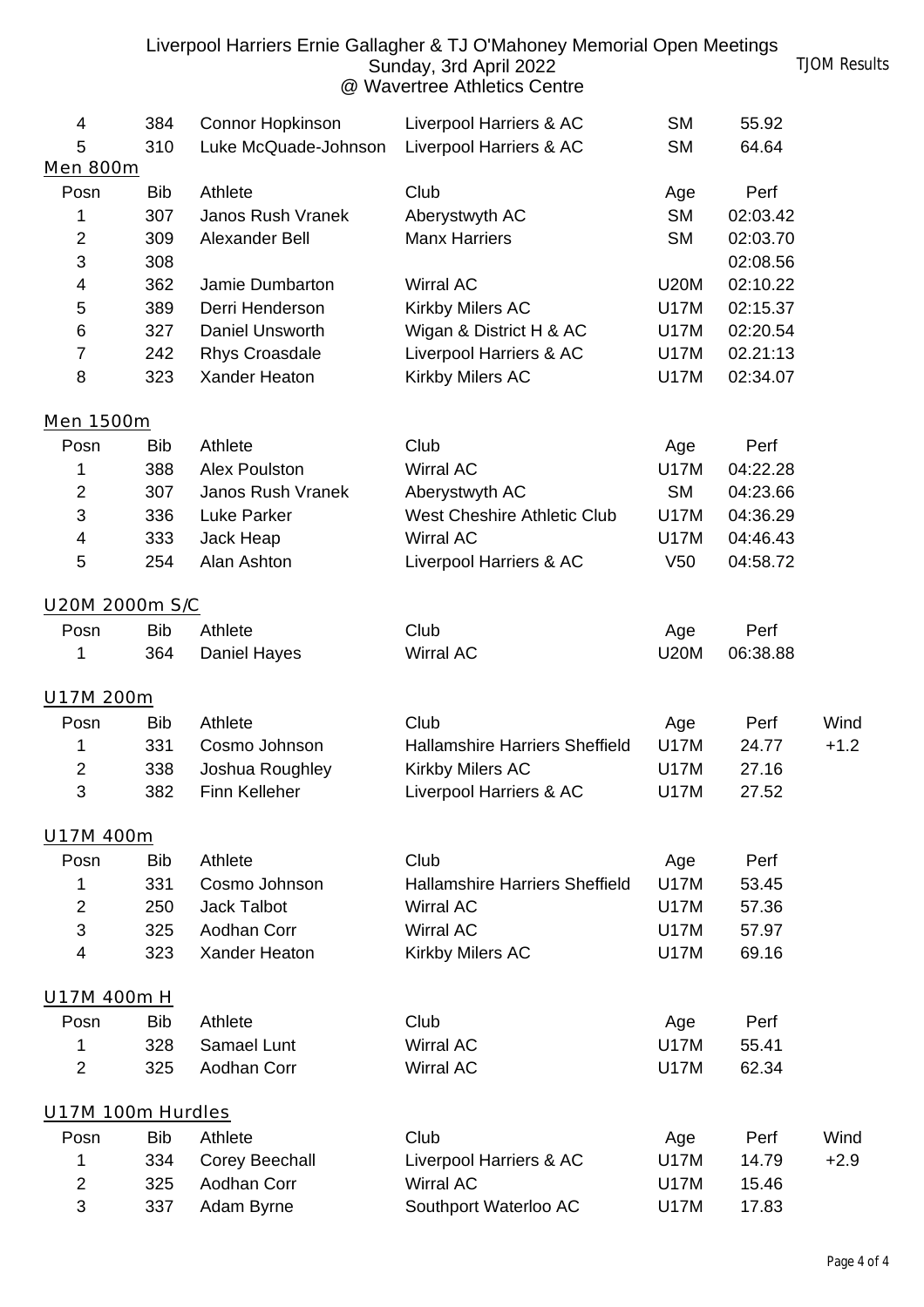Liverpool Harriers Ernie Gallagher & TJ O'Mahoney Memorial Open Meetings
Sunday, 3rd April 2022
@ Wavertree Athletics Centre

| | | | | | |
|---|---|---|---|---|---|
| 4 | 384 | Connor Hopkinson | Liverpool Harriers & AC | SM | 55.92 |
| 5 | 310 | Luke McQuade-Johnson | Liverpool Harriers & AC | SM | 64.64 |

## Men 800m

| Posn | Bib | Athlete | Club | Age | Perf |
|---|---|---|---|---|---|
| 1 | 307 | Janos Rush Vranek | Aberystwyth AC | SM | 02:03.42 |
| 2 | 309 | Alexander Bell | Manx Harriers | SM | 02:03.70 |
| 3 | 308 | | | | 02:08.56 |
| 4 | 362 | Jamie Dumbarton | Wirral AC | U20M | 02:10.22 |
| 5 | 389 | Derri Henderson | Kirkby Milers AC | U17M | 02:15.37 |
| 6 | 327 | Daniel Unsworth | Wigan & District H & AC | U17M | 02:20.54 |
| 7 | 242 | Rhys Croasdale | Liverpool Harriers & AC | U17M | 02.21:13 |
| 8 | 323 | Xander Heaton | Kirkby Milers AC | U17M | 02:34.07 |

## Men 1500m

| Posn | Bib | Athlete | Club | Age | Perf |
|---|---|---|---|---|---|
| 1 | 388 | Alex Poulston | Wirral AC | U17M | 04:22.28 |
| 2 | 307 | Janos Rush Vranek | Aberystwyth AC | SM | 04:23.66 |
| 3 | 336 | Luke Parker | West Cheshire Athletic Club | U17M | 04:36.29 |
| 4 | 333 | Jack Heap | Wirral AC | U17M | 04:46.43 |
| 5 | 254 | Alan Ashton | Liverpool Harriers & AC | V50 | 04:58.72 |

## U20M 2000m S/C

| Posn | Bib | Athlete | Club | Age | Perf |
|---|---|---|---|---|---|
| 1 | 364 | Daniel Hayes | Wirral AC | U20M | 06:38.88 |

## U17M 200m

| Posn | Bib | Athlete | Club | Age | Perf | Wind |
|---|---|---|---|---|---|---|
| 1 | 331 | Cosmo Johnson | Hallamshire Harriers Sheffield | U17M | 24.77 | +1.2 |
| 2 | 338 | Joshua Roughley | Kirkby Milers AC | U17M | 27.16 | |
| 3 | 382 | Finn Kelleher | Liverpool Harriers & AC | U17M | 27.52 | |

## U17M 400m

| Posn | Bib | Athlete | Club | Age | Perf |
|---|---|---|---|---|---|
| 1 | 331 | Cosmo Johnson | Hallamshire Harriers Sheffield | U17M | 53.45 |
| 2 | 250 | Jack Talbot | Wirral AC | U17M | 57.36 |
| 3 | 325 | Aodhan Corr | Wirral AC | U17M | 57.97 |
| 4 | 323 | Xander Heaton | Kirkby Milers AC | U17M | 69.16 |

## U17M 400m H

| Posn | Bib | Athlete | Club | Age | Perf |
|---|---|---|---|---|---|
| 1 | 328 | Samael Lunt | Wirral AC | U17M | 55.41 |
| 2 | 325 | Aodhan Corr | Wirral AC | U17M | 62.34 |

## U17M 100m Hurdles

| Posn | Bib | Athlete | Club | Age | Perf | Wind |
|---|---|---|---|---|---|---|
| 1 | 334 | Corey Beechall | Liverpool Harriers & AC | U17M | 14.79 | +2.9 |
| 2 | 325 | Aodhan Corr | Wirral AC | U17M | 15.46 | |
| 3 | 337 | Adam Byrne | Southport Waterloo AC | U17M | 17.83 | |